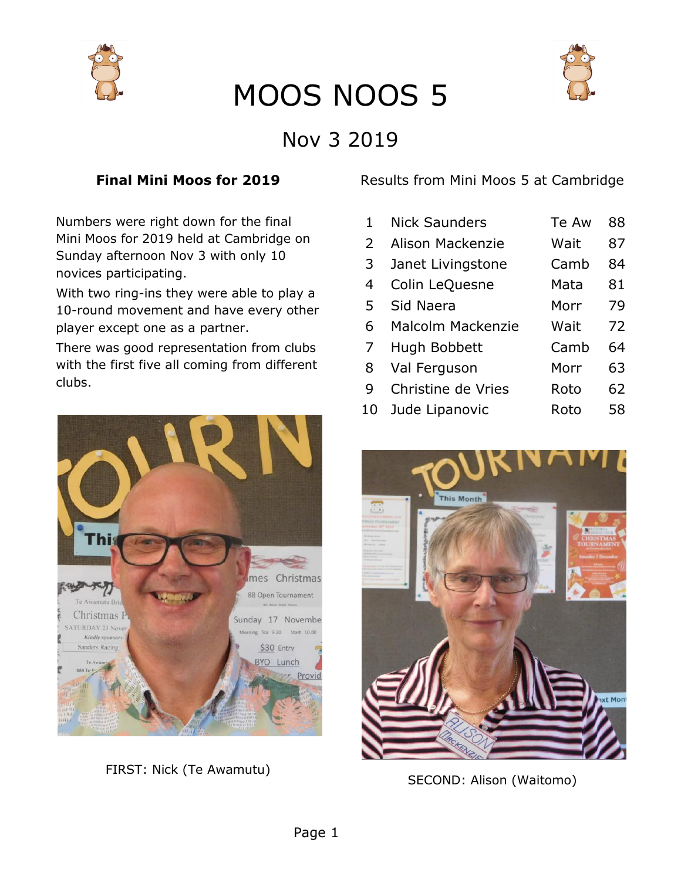# MOOS NOOS 5

## Nov 3 2019

### Final Mini Moos for 2019

Numbers were right down for the final Mini Moos for 2019 held at Cambridge on Sunday afternoon Nov 3 with only 10 novices participating.

With two ring-ins they were able to play a 10-round movement and have every other player except one as a partner.

There was good representation from clubs with the first five all coming from different clubs.

Results from Mini Moos 5 at Cambridge

| | | | |
|---|---|---|---|
| 1 | Nick Saunders | Te Aw | 88 |
| 2 | Alison Mackenzie | Wait | 87 |
| 3 | Janet Livingstone | Camb | 84 |
| 4 | Colin LeQuesne | Mata | 81 |
| 5 | Sid Naera | Morr | 79 |
| 6 | Malcolm Mackenzie | Wait | 72 |
| 7 | Hugh Bobbett | Camb | 64 |
| 8 | Val Ferguson | Morr | 63 |
| 9 | Christine de Vries | Roto | 62 |
| 10 | Jude Lipanovic | Roto | 58 |

FIRST: Nick (Te Awamutu)

SECOND: Alison (Waitomo)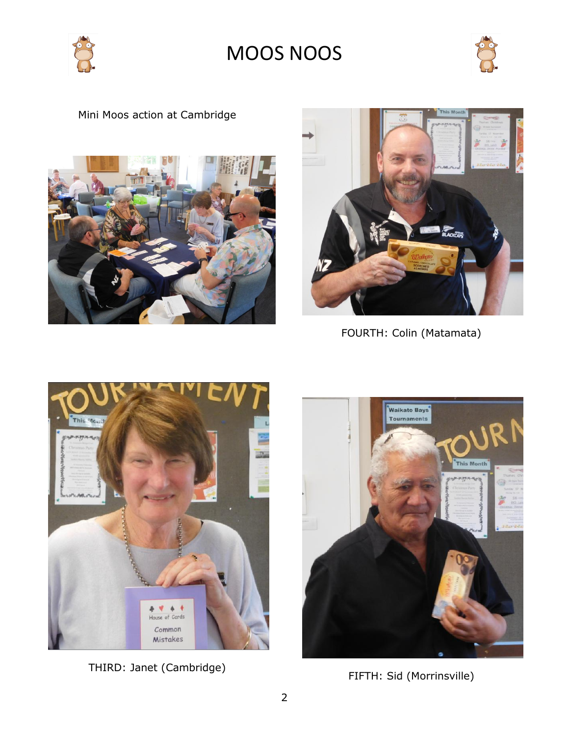Mini Moos action at Cambridge

FOURTH: Colin (Matamata)

THIRD: Janet (Cambridge)

FIFTH: Sid (Morrinsville)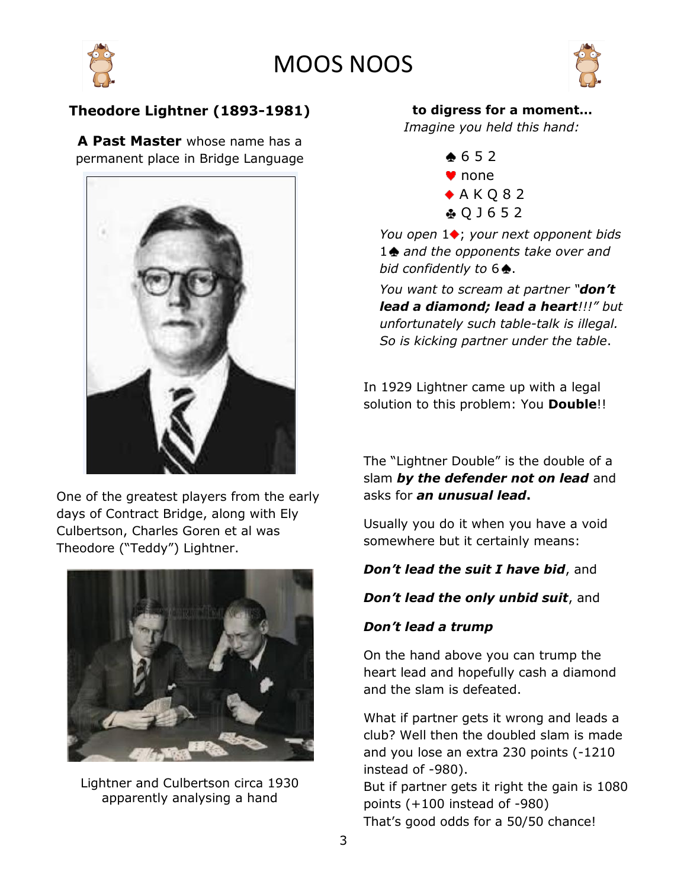# MOOS NOOS

## Theodore Lightner (1893-1981)

**A Past Master** whose name has a permanent place in Bridge Language

One of the greatest players from the early days of Contract Bridge, along with Ely Culbertson, Charles Goren et al was Theodore ("Teddy") Lightner.

Lightner and Culbertson circa 1930 apparently analysing a hand

**to digress for a moment…**

*Imagine you held this hand:*

♠ 6 5 2
♥ none
♦ A K Q 8 2
♣ Q J 6 5 2

*You open 1♦; your next opponent bids 1♠ and the opponents take over and bid confidently to 6♠.*

*You want to scream at partner "**don't lead a diamond; lead a heart**!!!" but unfortunately such table-talk is illegal. So is kicking partner under the table.*

In 1929 Lightner came up with a legal solution to this problem: You **Double**!!

The "Lightner Double" is the double of a slam ***by the defender not on lead*** and asks for ***an unusual lead.***

Usually you do it when you have a void somewhere but it certainly means:

***Don't lead the suit I have bid***, and

***Don't lead the only unbid suit***, and

***Don't lead a trump***

On the hand above you can trump the heart lead and hopefully cash a diamond and the slam is defeated.

What if partner gets it wrong and leads a club? Well then the doubled slam is made and you lose an extra 230 points (-1210 instead of -980).
But if partner gets it right the gain is 1080 points (+100 instead of -980)
That's good odds for a 50/50 chance!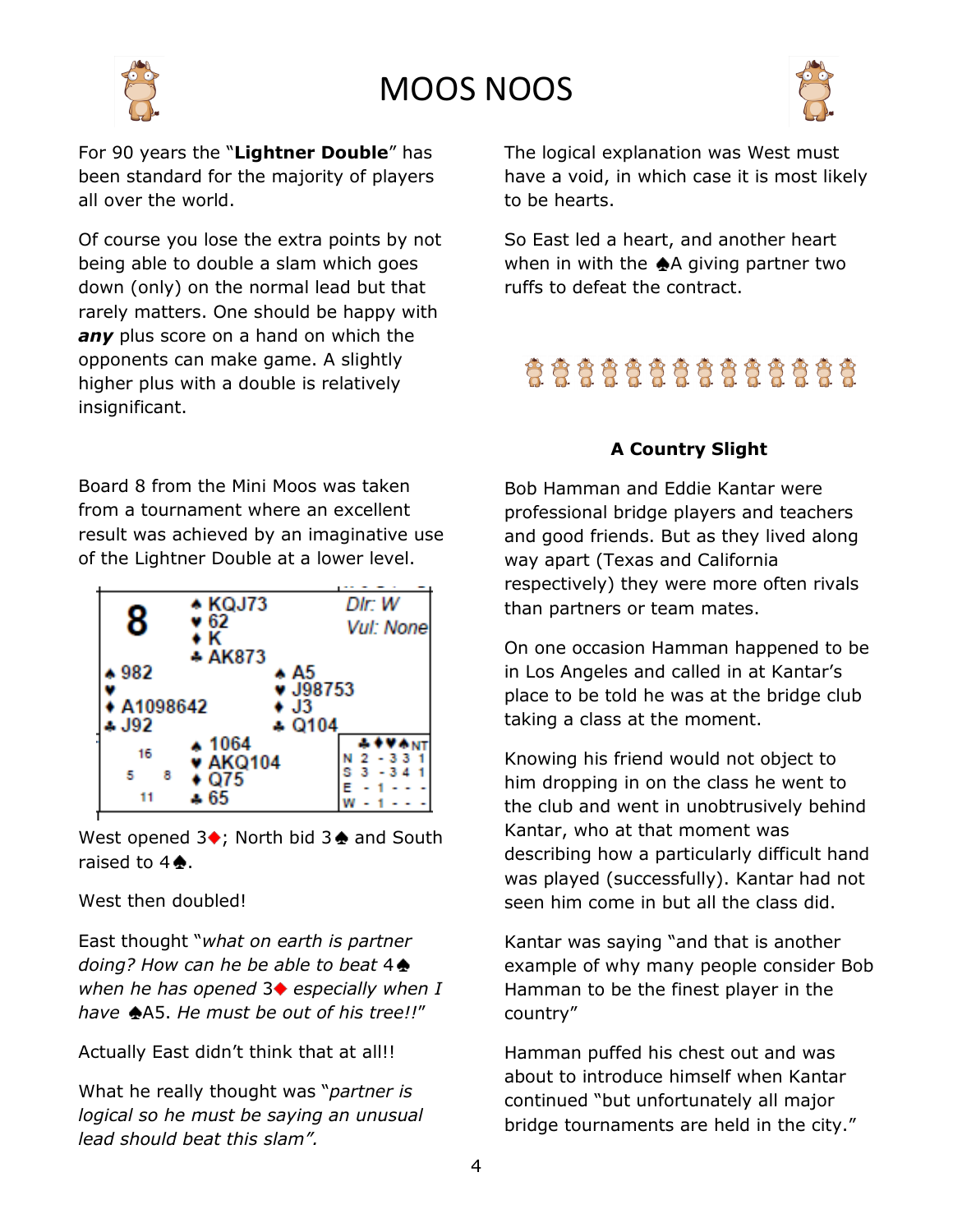# MOOS NOOS

For 90 years the "**Lightner Double**" has been standard for the majority of players all over the world.

Of course you lose the extra points by not being able to double a slam which goes down (only) on the normal lead but that rarely matters. One should be happy with ***any*** plus score on a hand on which the opponents can make game. A slightly higher plus with a double is relatively insignificant.

Board 8 from the Mini Moos was taken from a tournament where an excellent result was achieved by an imaginative use of the Lightner Double at a lower level.

**Board 8** — Dlr: W, Vul: None

North: ♠ KQJ73 ♥ 62 ♦ K ♣ AK873

West: ♠ 982 ♥ — ♦ A1098642 ♣ J92

East: ♠ A5 ♥ J98753 ♦ J3 ♣ Q104

South: ♠ 1064 ♥ AKQ104 ♦ Q75 ♣ 65

HCP: N 16, E 8, S 11, W 5

|   | ♣ | ♦ | ♥ | ♠ | NT |
|---|---|---|---|---|---|
| N | 2 | - | 3 | 3 | 1 |
| S | 3 | - | 3 | 4 | 1 |
| E | - | 1 | - | - | - |
| W | - | 1 | - | - | - |

West opened 3♦; North bid 3♠ and South raised to 4♠.

West then doubled!

East thought "*what on earth is partner doing? How can he be able to beat 4♠ when he has opened 3♦ especially when I have ♠A5. He must be out of his tree!!*"

Actually East didn't think that at all!!

What he really thought was "*partner is logical so he must be saying an unusual lead should beat this slam".*

The logical explanation was West must have a void, in which case it is most likely to be hearts.

So East led a heart, and another heart when in with the ♠A giving partner two ruffs to defeat the contract.

### A Country Slight

Bob Hamman and Eddie Kantar were professional bridge players and teachers and good friends. But as they lived along way apart (Texas and California respectively) they were more often rivals than partners or team mates.

On one occasion Hamman happened to be in Los Angeles and called in at Kantar's place to be told he was at the bridge club taking a class at the moment.

Knowing his friend would not object to him dropping in on the class he went to the club and went in unobtrusively behind Kantar, who at that moment was describing how a particularly difficult hand was played (successfully). Kantar had not seen him come in but all the class did.

Kantar was saying "and that is another example of why many people consider Bob Hamman to be the finest player in the country"

Hamman puffed his chest out and was about to introduce himself when Kantar continued "but unfortunately all major bridge tournaments are held in the city."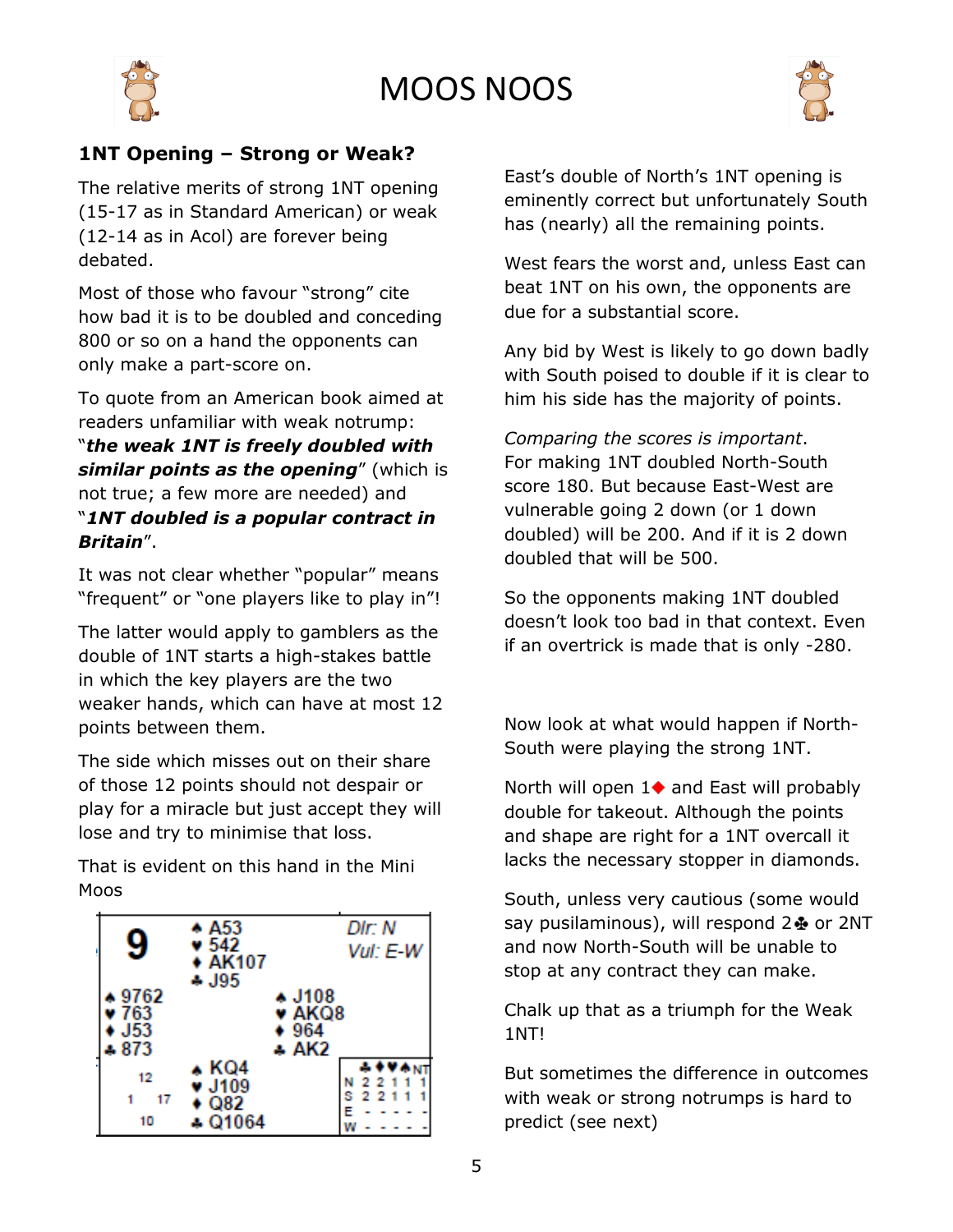# MOOS NOOS

## 1NT Opening – Strong or Weak?

The relative merits of strong 1NT opening (15-17 as in Standard American) or weak (12-14 as in Acol) are forever being debated.

Most of those who favour "strong" cite how bad it is to be doubled and conceding 800 or so on a hand the opponents can only make a part-score on.

To quote from an American book aimed at readers unfamiliar with weak notrump: "***the weak 1NT is freely doubled with similar points as the opening***" (which is not true; a few more are needed) and "***1NT doubled is a popular contract in Britain***".

It was not clear whether "popular" means "frequent" or "one players like to play in"!

The latter would apply to gamblers as the double of 1NT starts a high-stakes battle in which the key players are the two weaker hands, which can have at most 12 points between them.

The side which misses out on their share of those 12 points should not despair or play for a miracle but just accept they will lose and try to minimise that loss.

That is evident on this hand in the Mini Moos

**Board 9** — Dlr: N, Vul: E-W

North: ♠ A53 ♥ 542 ♦ AK107 ♣ J95

West: ♠ 9762 ♥ 763 ♦ J53 ♣ 873

East: ♠ J108 ♥ AKQ8 ♦ 964 ♣ AK2

South: ♠ KQ4 ♥ J109 ♦ Q82 ♣ Q1064

HCP: N 12, W 1, E 17, S 10

| | ♣ | ♦ | ♥ | ♠ | NT |
|---|---|---|---|---|---|
| N | 2 | 2 | 1 | 1 | 1 |
| S | 2 | 2 | 1 | 1 | 1 |
| E | - | - | - | - | - |
| W | - | - | - | - | - |

East's double of North's 1NT opening is eminently correct but unfortunately South has (nearly) all the remaining points.

West fears the worst and, unless East can beat 1NT on his own, the opponents are due for a substantial score.

Any bid by West is likely to go down badly with South poised to double if it is clear to him his side has the majority of points.

*Comparing the scores is important*. For making 1NT doubled North-South score 180. But because East-West are vulnerable going 2 down (or 1 down doubled) will be 200. And if it is 2 down doubled that will be 500.

So the opponents making 1NT doubled doesn't look too bad in that context. Even if an overtrick is made that is only -280.

Now look at what would happen if North-South were playing the strong 1NT.

North will open 1♦ and East will probably double for takeout. Although the points and shape are right for a 1NT overcall it lacks the necessary stopper in diamonds.

South, unless very cautious (some would say pusilaminous), will respond 2♣ or 2NT and now North-South will be unable to stop at any contract they can make.

Chalk up that as a triumph for the Weak 1NT!

But sometimes the difference in outcomes with weak or strong notrumps is hard to predict (see next)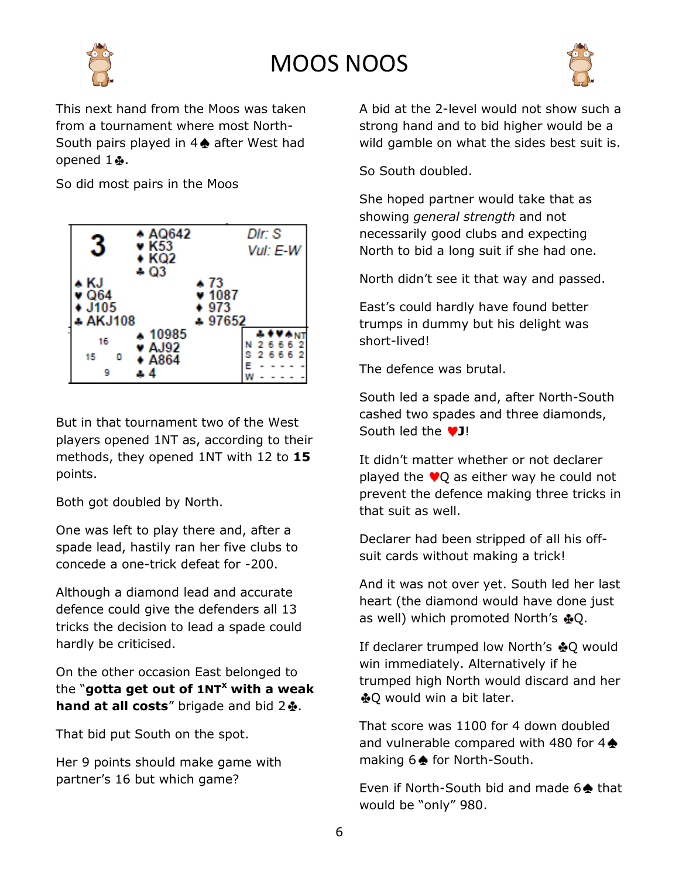// MOOS NOOS

This next hand from the Moos was taken from a tournament where most North-South pairs played in 4♠ after West had opened 1♣.

So did most pairs in the Moos

3

♠ AQ642
♥ K53
♦ KQ2
♣ Q3

Dlr: S
Vul: E-W

♠ KJ
♥ Q64
♦ J105
♣ AKJ108

♠ 73
♥ 1087
♦ 973
♣ 97652

16
15 0
9

♠ 10985
♥ AJ92
♦ A864
♣ 4

| | ♣ | ♦ | ♥ | ♠ | NT |
|---|---|---|---|---|---|
| N | 2 | 6 | 6 | 6 | 2 |
| S | 2 | 6 | 6 | 6 | 2 |
| E | - | - | - | - | - |
| W | - | - | - | - | - |

But in that tournament two of the West players opened 1NT as, according to their methods, they opened 1NT with 12 to **15** points.

Both got doubled by North.

One was left to play there and, after a spade lead, hastily ran her five clubs to concede a one-trick defeat for -200.

Although a diamond lead and accurate defence could give the defenders all 13 tricks the decision to lead a spade could hardly be criticised.

On the other occasion East belonged to the "**gotta get out of 1NT**[X] **with a weak hand at all costs**" brigade and bid 2♣.

That bid put South on the spot.

Her 9 points should make game with partner's 16 but which game?

A bid at the 2-level would not show such a strong hand and to bid higher would be a wild gamble on what the sides best suit is.

So South doubled.

She hoped partner would take that as showing *general strength* and not necessarily good clubs and expecting North to bid a long suit if she had one.

North didn't see it that way and passed.

East's could hardly have found better trumps in dummy but his delight was short-lived!

The defence was brutal.

South led a spade and, after North-South cashed two spades and three diamonds, South led the ♥**J**!

It didn't matter whether or not declarer played the ♥Q as either way he could not prevent the defence making three tricks in that suit as well.

Declarer had been stripped of all his off-suit cards without making a trick!

And it was not over yet. South led her last heart (the diamond would have done just as well) which promoted North's ♣Q.

If declarer trumped low North's ♣Q would win immediately. Alternatively if he trumped high North would discard and her ♣Q would win a bit later.

That score was 1100 for 4 down doubled and vulnerable compared with 480 for 4♠ making 6♠ for North-South.

Even if North-South bid and made 6♠ that would be "only" 980.